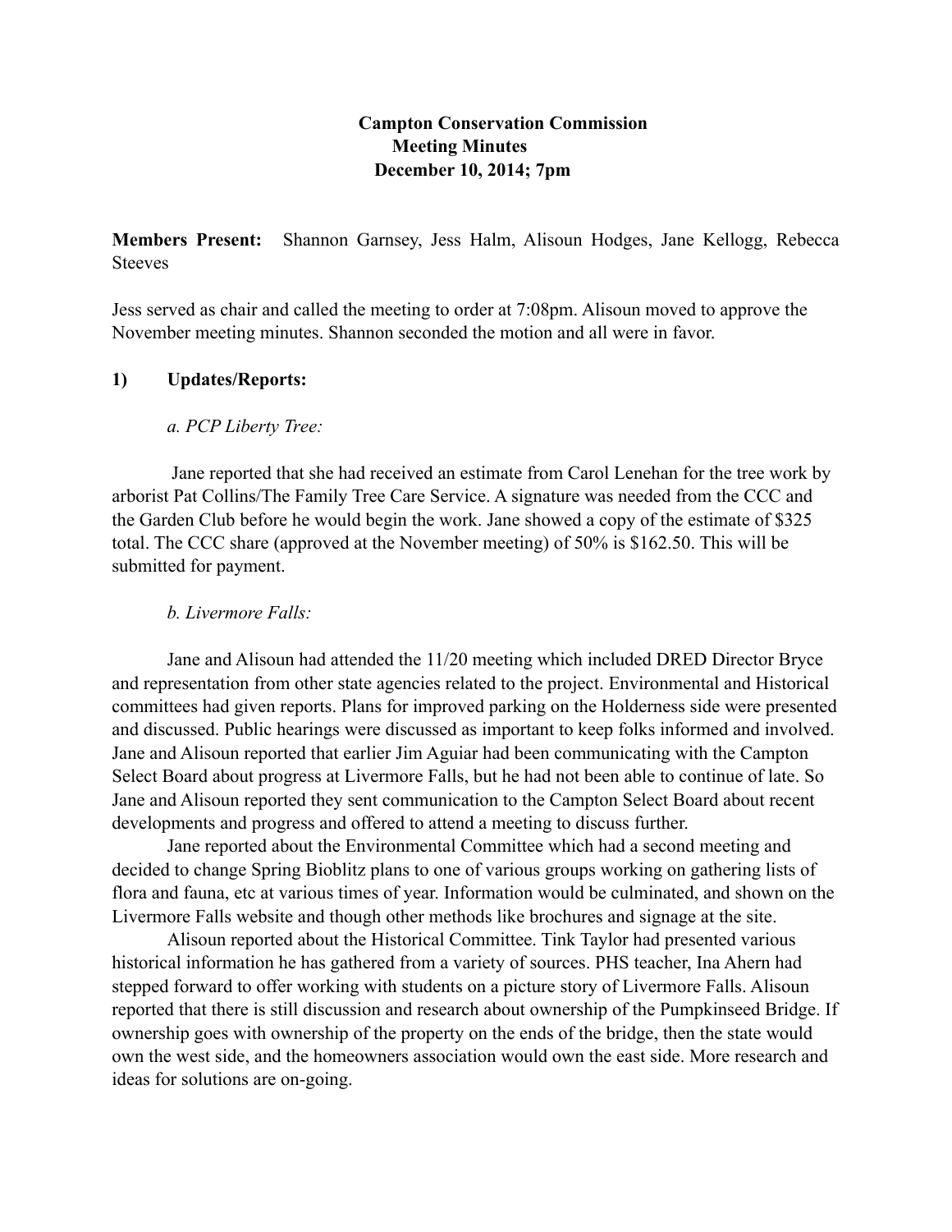# Campton Conservation Commission
## Meeting Minutes
## December 10, 2014; 7pm

**Members Present:** Shannon Garnsey, Jess Halm, Alisoun Hodges, Jane Kellogg, Rebecca Steeves

Jess served as chair and called the meeting to order at 7:08pm. Alisoun moved to approve the November meeting minutes. Shannon seconded the motion and all were in favor.

### 1) Updates/Reports:

*a. PCP Liberty Tree:*

Jane reported that she had received an estimate from Carol Lenehan for the tree work by arborist Pat Collins/The Family Tree Care Service. A signature was needed from the CCC and the Garden Club before he would begin the work. Jane showed a copy of the estimate of $325 total. The CCC share (approved at the November meeting) of 50% is $162.50. This will be submitted for payment.

*b. Livermore Falls:*

Jane and Alisoun had attended the 11/20 meeting which included DRED Director Bryce and representation from other state agencies related to the project. Environmental and Historical committees had given reports. Plans for improved parking on the Holderness side were presented and discussed. Public hearings were discussed as important to keep folks informed and involved. Jane and Alisoun reported that earlier Jim Aguiar had been communicating with the Campton Select Board about progress at Livermore Falls, but he had not been able to continue of late. So Jane and Alisoun reported they sent communication to the Campton Select Board about recent developments and progress and offered to attend a meeting to discuss further.

Jane reported about the Environmental Committee which had a second meeting and decided to change Spring Bioblitz plans to one of various groups working on gathering lists of flora and fauna, etc at various times of year. Information would be culminated, and shown on the Livermore Falls website and though other methods like brochures and signage at the site.

Alisoun reported about the Historical Committee. Tink Taylor had presented various historical information he has gathered from a variety of sources. PHS teacher, Ina Ahern had stepped forward to offer working with students on a picture story of Livermore Falls. Alisoun reported that there is still discussion and research about ownership of the Pumpkinseed Bridge. If ownership goes with ownership of the property on the ends of the bridge, then the state would own the west side, and the homeowners association would own the east side. More research and ideas for solutions are on-going.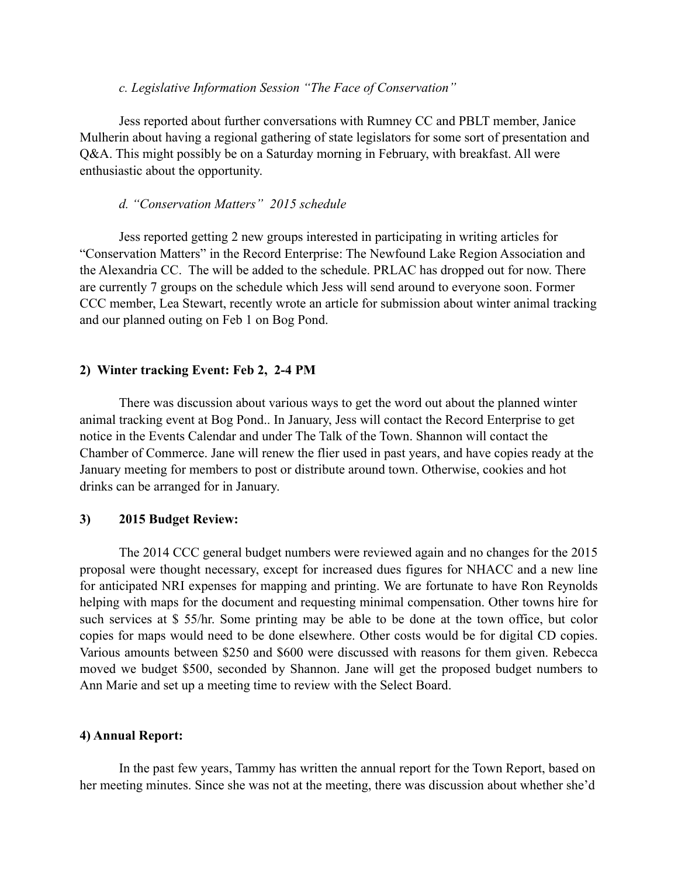*c. Legislative Information Session "The Face of Conservation"*

Jess reported about further conversations with Rumney CC and PBLT member, Janice Mulherin about having a regional gathering of state legislators for some sort of presentation and Q&A. This might possibly be on a Saturday morning in February, with breakfast. All were enthusiastic about the opportunity.

*d. "Conservation Matters" 2015 schedule*

Jess reported getting 2 new groups interested in participating in writing articles for "Conservation Matters" in the Record Enterprise: The Newfound Lake Region Association and the Alexandria CC. The will be added to the schedule. PRLAC has dropped out for now. There are currently 7 groups on the schedule which Jess will send around to everyone soon. Former CCC member, Lea Stewart, recently wrote an article for submission about winter animal tracking and our planned outing on Feb 1 on Bog Pond.

**2) Winter tracking Event: Feb 2, 2-4 PM**

There was discussion about various ways to get the word out about the planned winter animal tracking event at Bog Pond.. In January, Jess will contact the Record Enterprise to get notice in the Events Calendar and under The Talk of the Town. Shannon will contact the Chamber of Commerce. Jane will renew the flier used in past years, and have copies ready at the January meeting for members to post or distribute around town. Otherwise, cookies and hot drinks can be arranged for in January.

**3) 2015 Budget Review:**

The 2014 CCC general budget numbers were reviewed again and no changes for the 2015 proposal were thought necessary, except for increased dues figures for NHACC and a new line for anticipated NRI expenses for mapping and printing. We are fortunate to have Ron Reynolds helping with maps for the document and requesting minimal compensation. Other towns hire for such services at $ 55/hr. Some printing may be able to be done at the town office, but color copies for maps would need to be done elsewhere. Other costs would be for digital CD copies. Various amounts between $250 and $600 were discussed with reasons for them given. Rebecca moved we budget $500, seconded by Shannon. Jane will get the proposed budget numbers to Ann Marie and set up a meeting time to review with the Select Board.

**4) Annual Report:**

In the past few years, Tammy has written the annual report for the Town Report, based on her meeting minutes. Since she was not at the meeting, there was discussion about whether she'd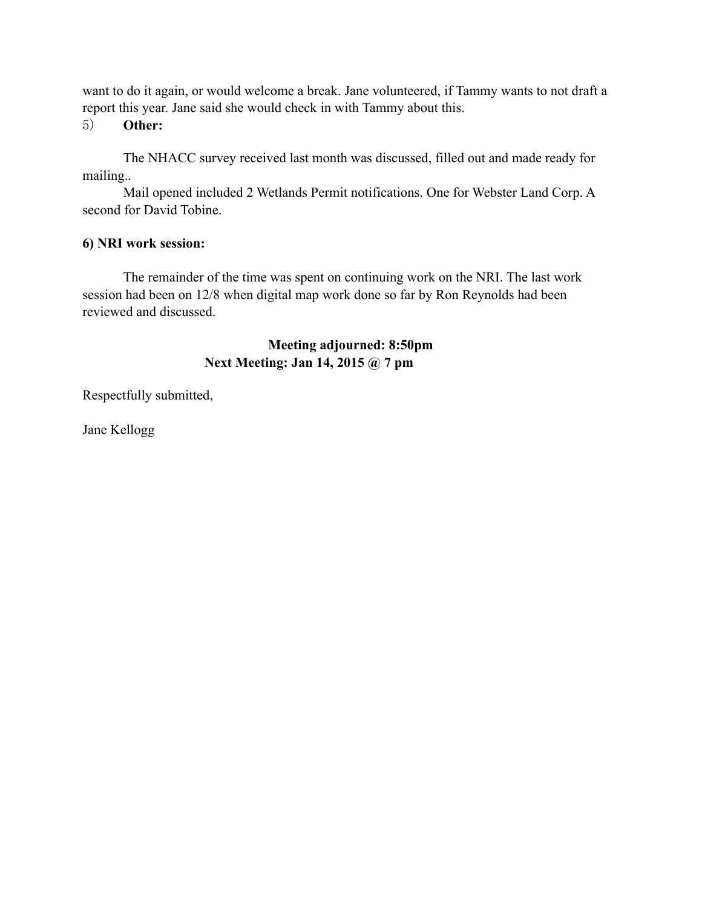want to do it again, or would welcome a break. Jane volunteered, if Tammy wants to not draft a report this year. Jane said she would check in with Tammy about this.

5) **Other:**

The NHACC survey received last month was discussed, filled out and made ready for mailing..

Mail opened included 2 Wetlands Permit notifications. One for Webster Land Corp. A second for David Tobine.

**6) NRI work session:**

The remainder of the time was spent on continuing work on the NRI. The last work session had been on 12/8 when digital map work done so far by Ron Reynolds had been reviewed and discussed.

**Meeting adjourned: 8:50pm**

**Next Meeting: Jan 14, 2015 @ 7 pm**

Respectfully submitted,

Jane Kellogg